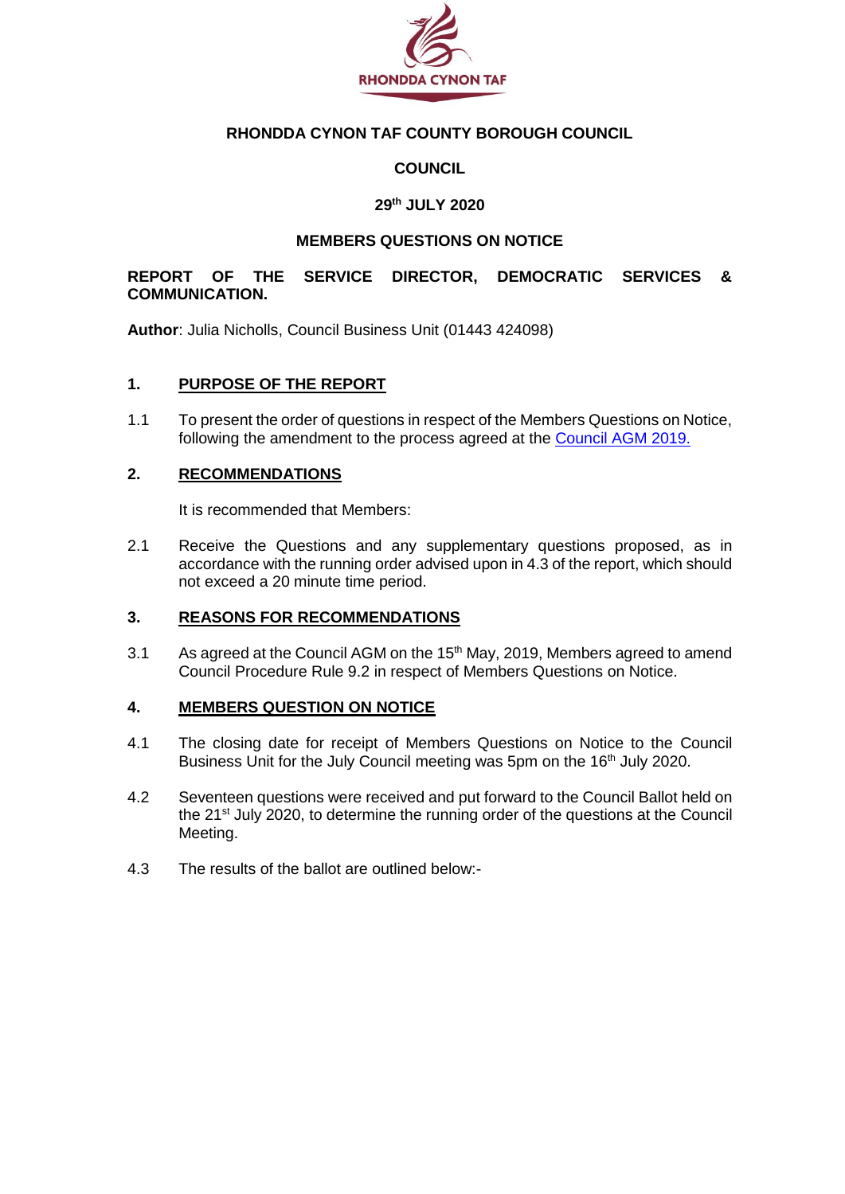RHONDDA CYNON TAF

**RHONDDA CYNON TAF COUNTY BOROUGH COUNCIL**

**COUNCIL**

**29th JULY 2020**

**MEMBERS QUESTIONS ON NOTICE**

**REPORT OF THE SERVICE DIRECTOR, DEMOCRATIC SERVICES & COMMUNICATION.**

**Author**: Julia Nicholls, Council Business Unit (01443 424098)

## 1. PURPOSE OF THE REPORT

1.1 To present the order of questions in respect of the Members Questions on Notice, following the amendment to the process agreed at the Council AGM 2019.

## 2. RECOMMENDATIONS

It is recommended that Members:

2.1 Receive the Questions and any supplementary questions proposed, as in accordance with the running order advised upon in 4.3 of the report, which should not exceed a 20 minute time period.

## 3. REASONS FOR RECOMMENDATIONS

3.1 As agreed at the Council AGM on the 15th May, 2019, Members agreed to amend Council Procedure Rule 9.2 in respect of Members Questions on Notice.

## 4. MEMBERS QUESTION ON NOTICE

4.1 The closing date for receipt of Members Questions on Notice to the Council Business Unit for the July Council meeting was 5pm on the 16th July 2020.

4.2 Seventeen questions were received and put forward to the Council Ballot held on the 21st July 2020, to determine the running order of the questions at the Council Meeting.

4.3 The results of the ballot are outlined below:-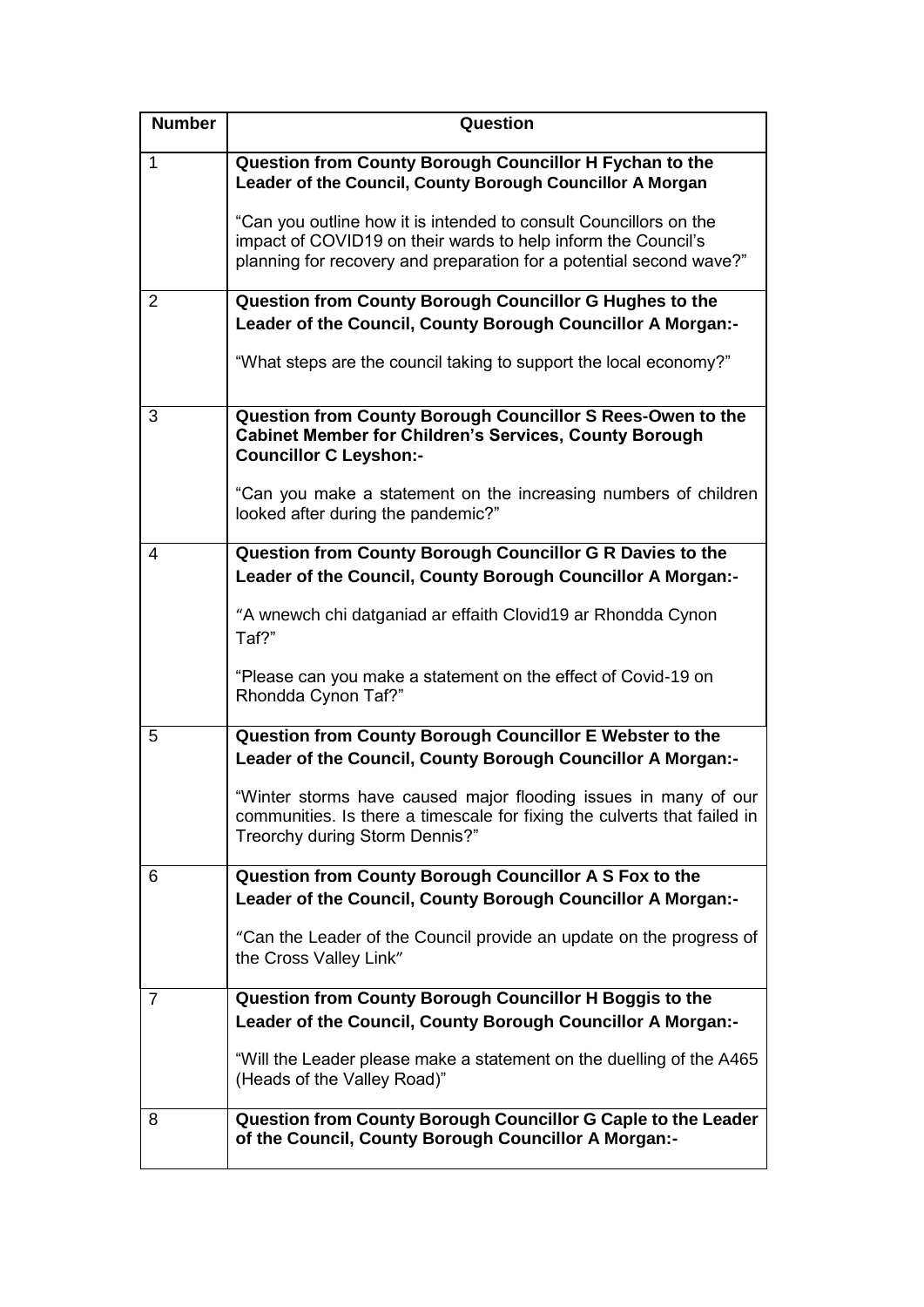| Number | Question |
| --- | --- |
| 1 | **Question from County Borough Councillor H Fychan to the Leader of the Council, County Borough Councillor A Morgan**<br><br>"Can you outline how it is intended to consult Councillors on the impact of COVID19 on their wards to help inform the Council's planning for recovery and preparation for a potential second wave?" |
| 2 | **Question from County Borough Councillor G Hughes to the Leader of the Council, County Borough Councillor A Morgan:-**<br><br>"What steps are the council taking to support the local economy?" |
| 3 | **Question from County Borough Councillor S Rees-Owen to the Cabinet Member for Children's Services, County Borough Councillor C Leyshon:-**<br><br>"Can you make a statement on the increasing numbers of children looked after during the pandemic?" |
| 4 | **Question from County Borough Councillor G R Davies to the Leader of the Council, County Borough Councillor A Morgan:-**<br><br>"A wnewch chi datganiad ar effaith Clovid19 ar Rhondda Cynon Taf?"<br><br>"Please can you make a statement on the effect of Covid-19 on Rhondda Cynon Taf?" |
| 5 | **Question from County Borough Councillor E Webster to the Leader of the Council, County Borough Councillor A Morgan:-**<br><br>"Winter storms have caused major flooding issues in many of our communities. Is there a timescale for fixing the culverts that failed in Treorchy during Storm Dennis?" |
| 6 | **Question from County Borough Councillor A S Fox to the Leader of the Council, County Borough Councillor A Morgan:-**<br><br>"Can the Leader of the Council provide an update on the progress of the Cross Valley Link" |
| 7 | **Question from County Borough Councillor H Boggis to the Leader of the Council, County Borough Councillor A Morgan:-**<br><br>"Will the Leader please make a statement on the duelling of the A465 (Heads of the Valley Road)" |
| 8 | **Question from County Borough Councillor G Caple to the Leader of the Council, County Borough Councillor A Morgan:-** |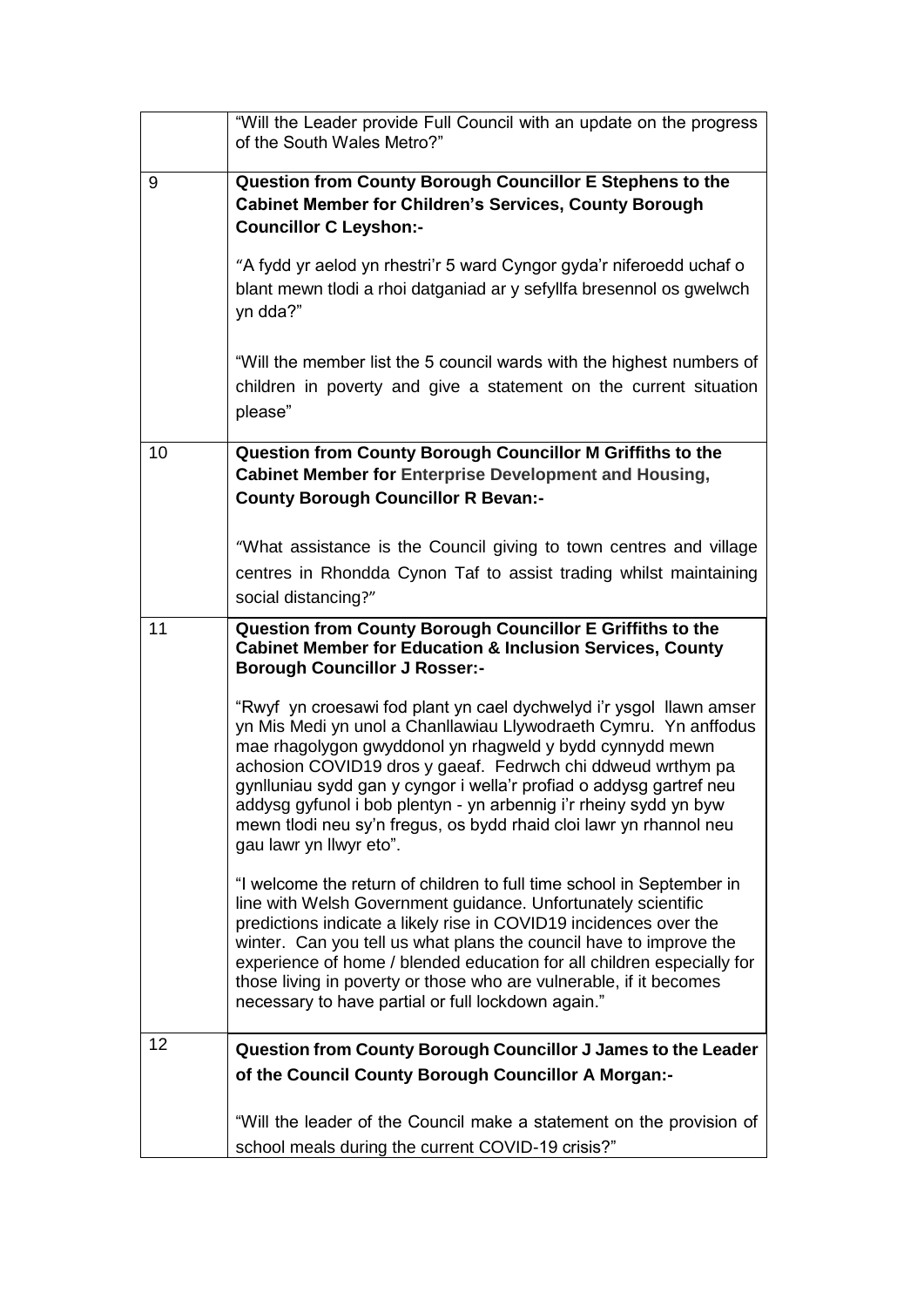| | |
|---|---|
| | "Will the Leader provide Full Council with an update on the progress of the South Wales Metro?" |
| 9 | **Question from County Borough Councillor E Stephens to the Cabinet Member for Children's Services, County Borough Councillor C Leyshon:-**<br><br>"A fydd yr aelod yn rhestri'r 5 ward Cyngor gyda'r niferoedd uchaf o blant mewn tlodi a rhoi datganiad ar y sefyllfa bresennol os gwelwch yn dda?"<br><br>"Will the member list the 5 council wards with the highest numbers of children in poverty and give a statement on the current situation please" |
| 10 | **Question from County Borough Councillor M Griffiths to the Cabinet Member for Enterprise Development and Housing, County Borough Councillor R Bevan:-**<br><br>"What assistance is the Council giving to town centres and village centres in Rhondda Cynon Taf to assist trading whilst maintaining social distancing?" |
| 11 | **Question from County Borough Councillor E Griffiths to the Cabinet Member for Education & Inclusion Services, County Borough Councillor J Rosser:-**<br><br>"Rwyf yn croesawi fod plant yn cael dychwelyd i'r ysgol llawn amser yn Mis Medi yn unol a Chanllawiau Llywodraeth Cymru. Yn anffodus mae rhagolygon gwyddonol yn rhagweld y bydd cynnydd mewn achosion COVID19 dros y gaeaf. Fedrwch chi ddweud wrthym pa gynlluniau sydd gan y cyngor i wella'r profiad o addysg gartref neu addysg gyfunol i bob plentyn - yn arbennig i'r rheiny sydd yn byw mewn tlodi neu sy'n fregus, os bydd rhaid cloi lawr yn rhannol neu gau lawr yn llwyr eto".<br><br>"I welcome the return of children to full time school in September in line with Welsh Government guidance. Unfortunately scientific predictions indicate a likely rise in COVID19 incidences over the winter. Can you tell us what plans the council have to improve the experience of home / blended education for all children especially for those living in poverty or those who are vulnerable, if it becomes necessary to have partial or full lockdown again." |
| 12 | **Question from County Borough Councillor J James to the Leader of the Council County Borough Councillor A Morgan:-**<br><br>"Will the leader of the Council make a statement on the provision of school meals during the current COVID-19 crisis?" |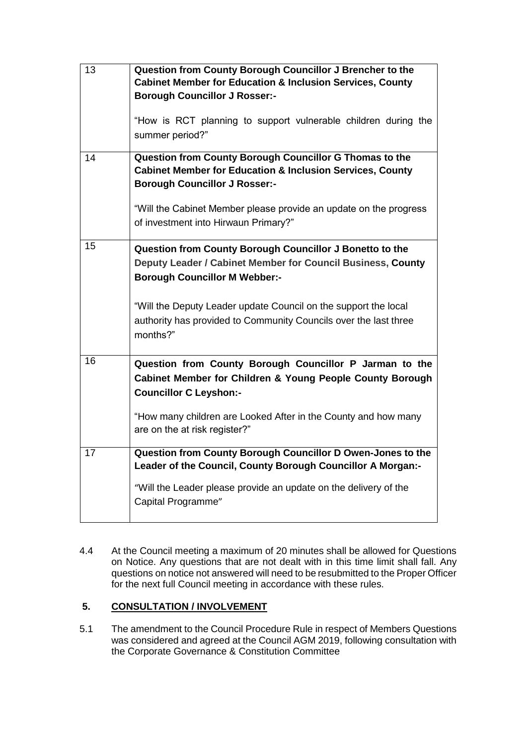| | |
|---|---|
| 13 | **Question from County Borough Councillor J Brencher to the Cabinet Member for Education & Inclusion Services, County Borough Councillor J Rosser:-**<br><br>"How is RCT planning to support vulnerable children during the summer period?" |
| 14 | **Question from County Borough Councillor G Thomas to the Cabinet Member for Education & Inclusion Services, County Borough Councillor J Rosser:-**<br><br>"Will the Cabinet Member please provide an update on the progress of investment into Hirwaun Primary?" |
| 15 | **Question from County Borough Councillor J Bonetto to the Deputy Leader / Cabinet Member for Council Business, County Borough Councillor M Webber:-**<br><br>"Will the Deputy Leader update Council on the support the local authority has provided to Community Councils over the last three months?" |
| 16 | **Question from County Borough Councillor P Jarman to the Cabinet Member for Children & Young People County Borough Councillor C Leyshon:-**<br><br>"How many children are Looked After in the County and how many are on the at risk register?" |
| 17 | **Question from County Borough Councillor D Owen-Jones to the Leader of the Council, County Borough Councillor A Morgan:-**<br><br>"Will the Leader please provide an update on the delivery of the Capital Programme" |

4.4 At the Council meeting a maximum of 20 minutes shall be allowed for Questions on Notice. Any questions that are not dealt with in this time limit shall fall. Any questions on notice not answered will need to be resubmitted to the Proper Officer for the next full Council meeting in accordance with these rules.

## 5. CONSULTATION / INVOLVEMENT

5.1 The amendment to the Council Procedure Rule in respect of Members Questions was considered and agreed at the Council AGM 2019, following consultation with the Corporate Governance & Constitution Committee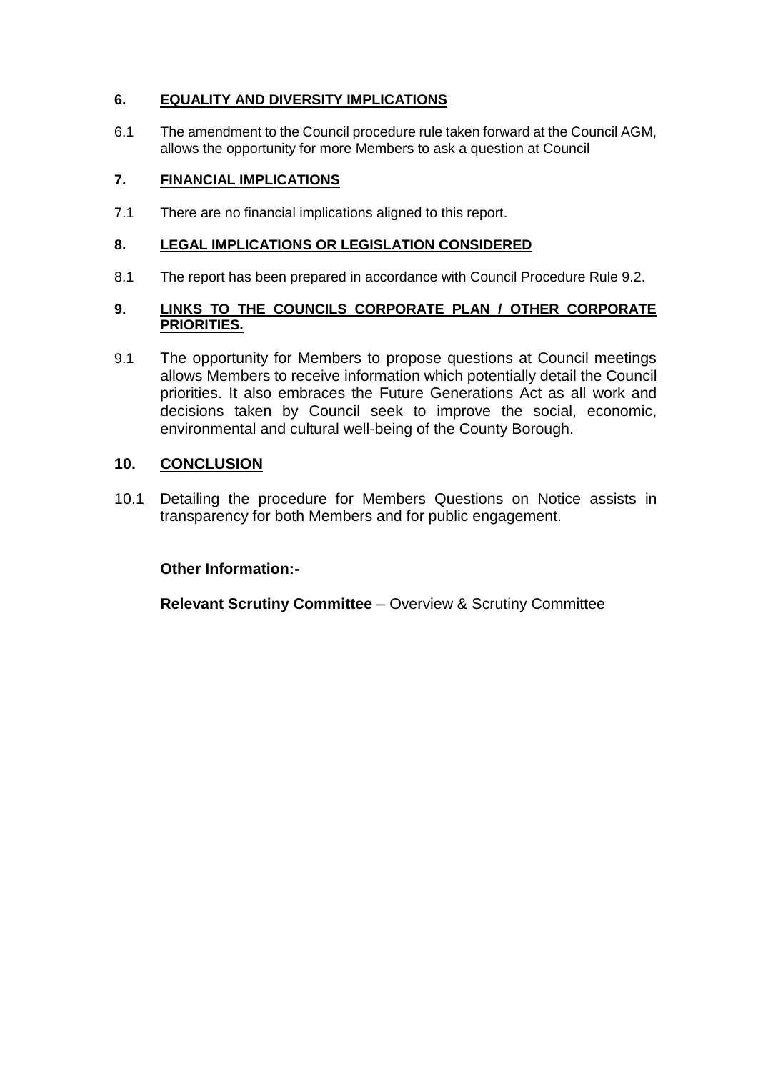## 6. EQUALITY AND DIVERSITY IMPLICATIONS

6.1 The amendment to the Council procedure rule taken forward at the Council AGM, allows the opportunity for more Members to ask a question at Council

## 7. FINANCIAL IMPLICATIONS

7.1 There are no financial implications aligned to this report.

## 8. LEGAL IMPLICATIONS OR LEGISLATION CONSIDERED

8.1 The report has been prepared in accordance with Council Procedure Rule 9.2.

## 9. LINKS TO THE COUNCILS CORPORATE PLAN / OTHER CORPORATE PRIORITIES.

9.1 The opportunity for Members to propose questions at Council meetings allows Members to receive information which potentially detail the Council priorities. It also embraces the Future Generations Act as all work and decisions taken by Council seek to improve the social, economic, environmental and cultural well-being of the County Borough.

## 10. CONCLUSION

10.1 Detailing the procedure for Members Questions on Notice assists in transparency for both Members and for public engagement.

**Other Information:-**

**Relevant Scrutiny Committee** – Overview & Scrutiny Committee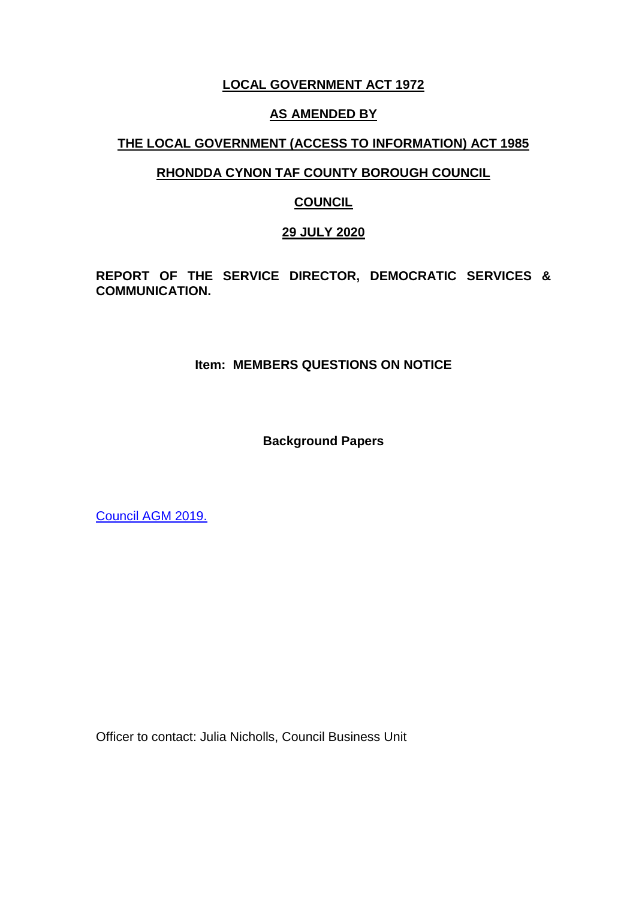**LOCAL GOVERNMENT ACT 1972**

**AS AMENDED BY**

**THE LOCAL GOVERNMENT (ACCESS TO INFORMATION) ACT 1985**

**RHONDDA CYNON TAF COUNTY BOROUGH COUNCIL**

**COUNCIL**

**29 JULY 2020**

**REPORT OF THE SERVICE DIRECTOR, DEMOCRATIC SERVICES & COMMUNICATION.**

**Item: MEMBERS QUESTIONS ON NOTICE**

**Background Papers**

Council AGM 2019.

Officer to contact: Julia Nicholls, Council Business Unit